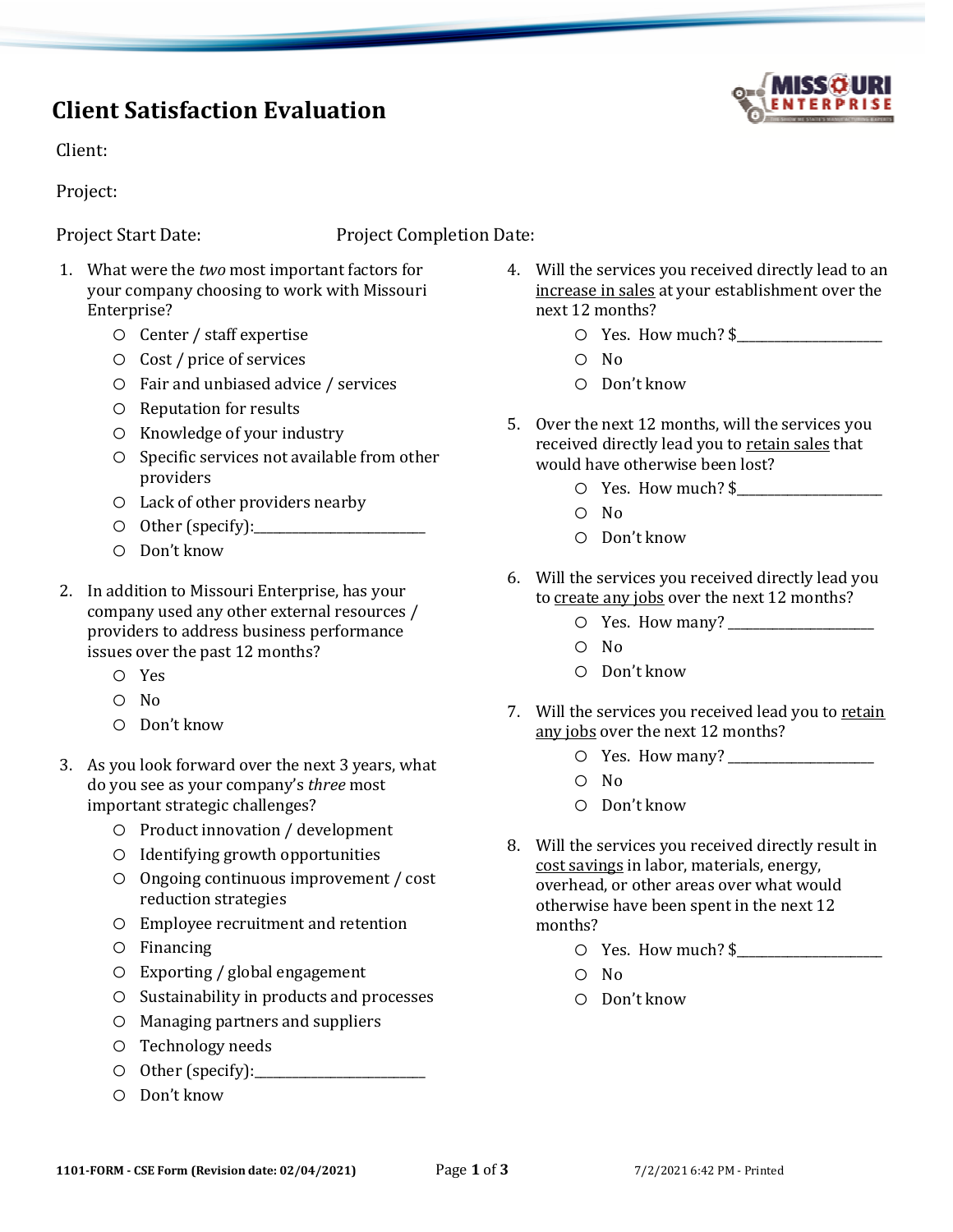# Client Satisfaction Evaluation

Client:

Project:

Project Start Date: Project Completion Date:

1. What were the *two* most important factors for your company choosing to work with Missouri Enterprise?
   - ○ Center / staff expertise
   - ○ Cost / price of services
   - ○ Fair and unbiased advice / services
   - ○ Reputation for results
   - ○ Knowledge of your industry
   - ○ Specific services not available from other providers
   - ○ Lack of other providers nearby
   - ○ Other (specify):________________________
   - ○ Don't know

2. In addition to Missouri Enterprise, has your company used any other external resources / providers to address business performance issues over the past 12 months?
   - ○ Yes
   - ○ No
   - ○ Don't know

3. As you look forward over the next 3 years, what do you see as your company's *three* most important strategic challenges?
   - ○ Product innovation / development
   - ○ Identifying growth opportunities
   - ○ Ongoing continuous improvement / cost reduction strategies
   - ○ Employee recruitment and retention
   - ○ Financing
   - ○ Exporting / global engagement
   - ○ Sustainability in products and processes
   - ○ Managing partners and suppliers
   - ○ Technology needs
   - ○ Other (specify):________________________
   - ○ Don't know

4. Will the services you received directly lead to an <u>increase in sales</u> at your establishment over the next 12 months?
   - ○ Yes. How much? $____________________
   - ○ No
   - ○ Don't know

5. Over the next 12 months, will the services you received directly lead you to <u>retain sales</u> that would have otherwise been lost?
   - ○ Yes. How much? $____________________
   - ○ No
   - ○ Don't know

6. Will the services you received directly lead you to <u>create any jobs</u> over the next 12 months?
   - ○ Yes. How many? ____________________
   - ○ No
   - ○ Don't know

7. Will the services you received lead you to <u>retain any jobs</u> over the next 12 months?
   - ○ Yes. How many? ____________________
   - ○ No
   - ○ Don't know

8. Will the services you received directly result in <u>cost savings</u> in labor, materials, energy, overhead, or other areas over what would otherwise have been spent in the next 12 months?
   - ○ Yes. How much? $____________________
   - ○ No
   - ○ Don't know

**1101-FORM - CSE Form (Revision date: 02/04/2021)** 7/2/2021 6:42 PM - Printed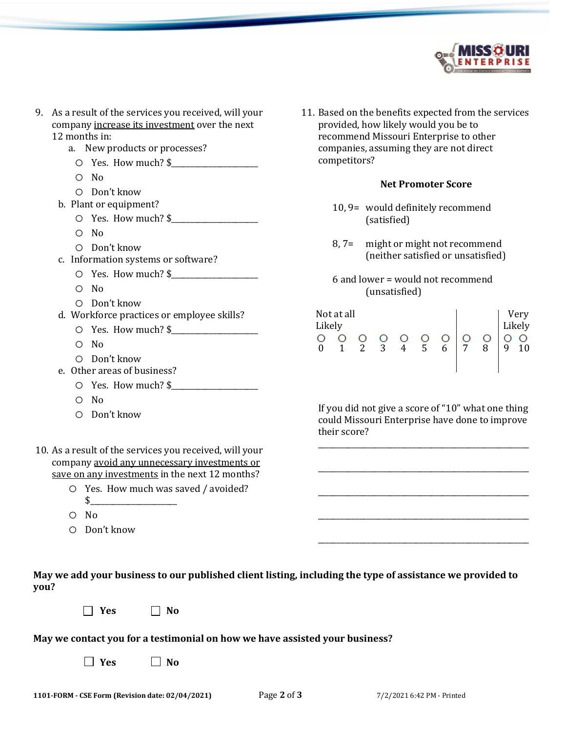9. As a result of the services you received, will your company <u>increase its investment</u> over the next 12 months in:
   a. New products or processes?
      - ○ Yes. How much? $____________________
      - ○ No
      - ○ Don't know
   b. Plant or equipment?
      - ○ Yes. How much? $____________________
      - ○ No
      - ○ Don't know
   c. Information systems or software?
      - ○ Yes. How much? $____________________
      - ○ No
      - ○ Don't know
   d. Workforce practices or employee skills?
      - ○ Yes. How much? $____________________
      - ○ No
      - ○ Don't know
   e. Other areas of business?
      - ○ Yes. How much? $____________________
      - ○ No
      - ○ Don't know

10. As a result of the services you received, will your company <u>avoid any unnecessary investments or save on any investments</u> in the next 12 months?
    - ○ Yes. How much was saved / avoided? $____________________
    - ○ No
    - ○ Don't know

11. Based on the benefits expected from the services provided, how likely would you be to recommend Missouri Enterprise to other companies, assuming they are not direct competitors?

**Net Promoter Score**

10, 9= would definitely recommend (satisfied)

8, 7= might or might not recommend (neither satisfied or unsatisfied)

6 and lower = would not recommend (unsatisfied)

| Not at all Likely | | | | | | | | | | Very Likely |
|---|---|---|---|---|---|---|---|---|---|---|
| ○ | ○ | ○ | ○ | ○ | ○ | ○ | ○ | ○ | ○ | ○ |
| 0 | 1 | 2 | 3 | 4 | 5 | 6 | 7 | 8 | 9 | 10 |

If you did not give a score of "10" what one thing could Missouri Enterprise have done to improve their score?

__________________________________________________

__________________________________________________

__________________________________________________

__________________________________________________

__________________________________________________

**May we add your business to our published client listing, including the type of assistance we provided to you?**

☐ **Yes** ☐ **No**

**May we contact you for a testimonial on how we have assisted your business?**

☐ **Yes** ☐ **No**

**1101-FORM - CSE Form (Revision date: 02/04/2021)** 7/2/2021 6:42 PM - Printed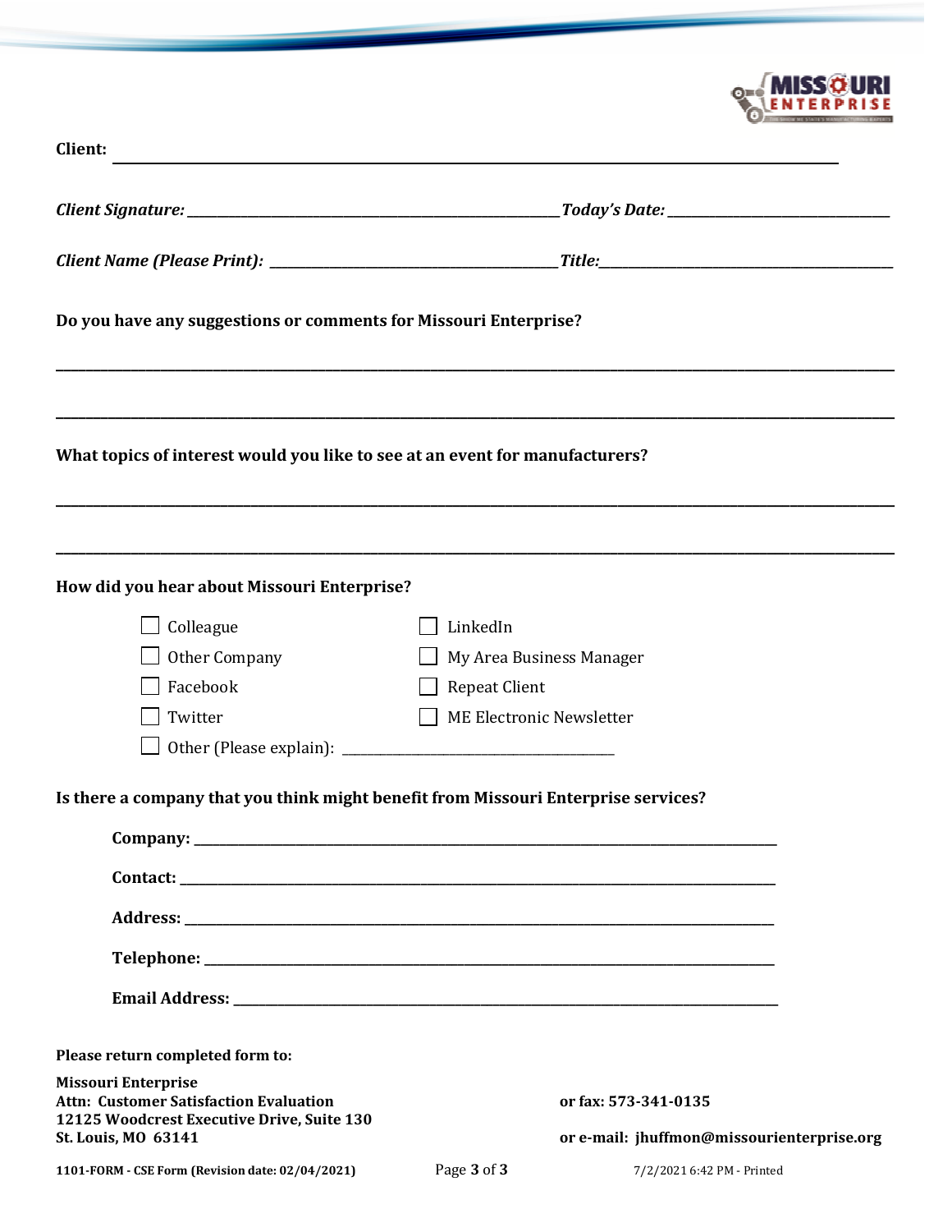**Client:** ______________________________________________________________________________

***Client Signature:*** ________________________________________ ***Today's Date:*** ___________________________

***Client Name (Please Print):*** ________________________________ ***Title:*** ___________________________________

**Do you have any suggestions or comments for Missouri Enterprise?**

_____________________________________________________________________________________________

_____________________________________________________________________________________________

**What topics of interest would you like to see at an event for manufacturers?**

_____________________________________________________________________________________________

_____________________________________________________________________________________________

**How did you hear about Missouri Enterprise?**

- ☐ Colleague
- ☐ Other Company
- ☐ Facebook
- ☐ Twitter
- ☐ LinkedIn
- ☐ My Area Business Manager
- ☐ Repeat Client
- ☐ ME Electronic Newsletter
- ☐ Other (Please explain): ________________________________

**Is there a company that you think might benefit from Missouri Enterprise services?**

**Company:** ______________________________________________________________________

**Contact:** ______________________________________________________________________

**Address:** ______________________________________________________________________

**Telephone:** ____________________________________________________________________

**Email Address:** ________________________________________________________________

**Please return completed form to:**

**Missouri Enterprise**
**Attn: Customer Satisfaction Evaluation**
**12125 Woodcrest Executive Drive, Suite 130**
**St. Louis, MO 63141**

**or fax: 573-341-0135**

**or e-mail: jhuffmon@missourienterprise.org**

**1101-FORM - CSE Form (Revision date: 02/04/2021)**

7/2/2021 6:42 PM - Printed